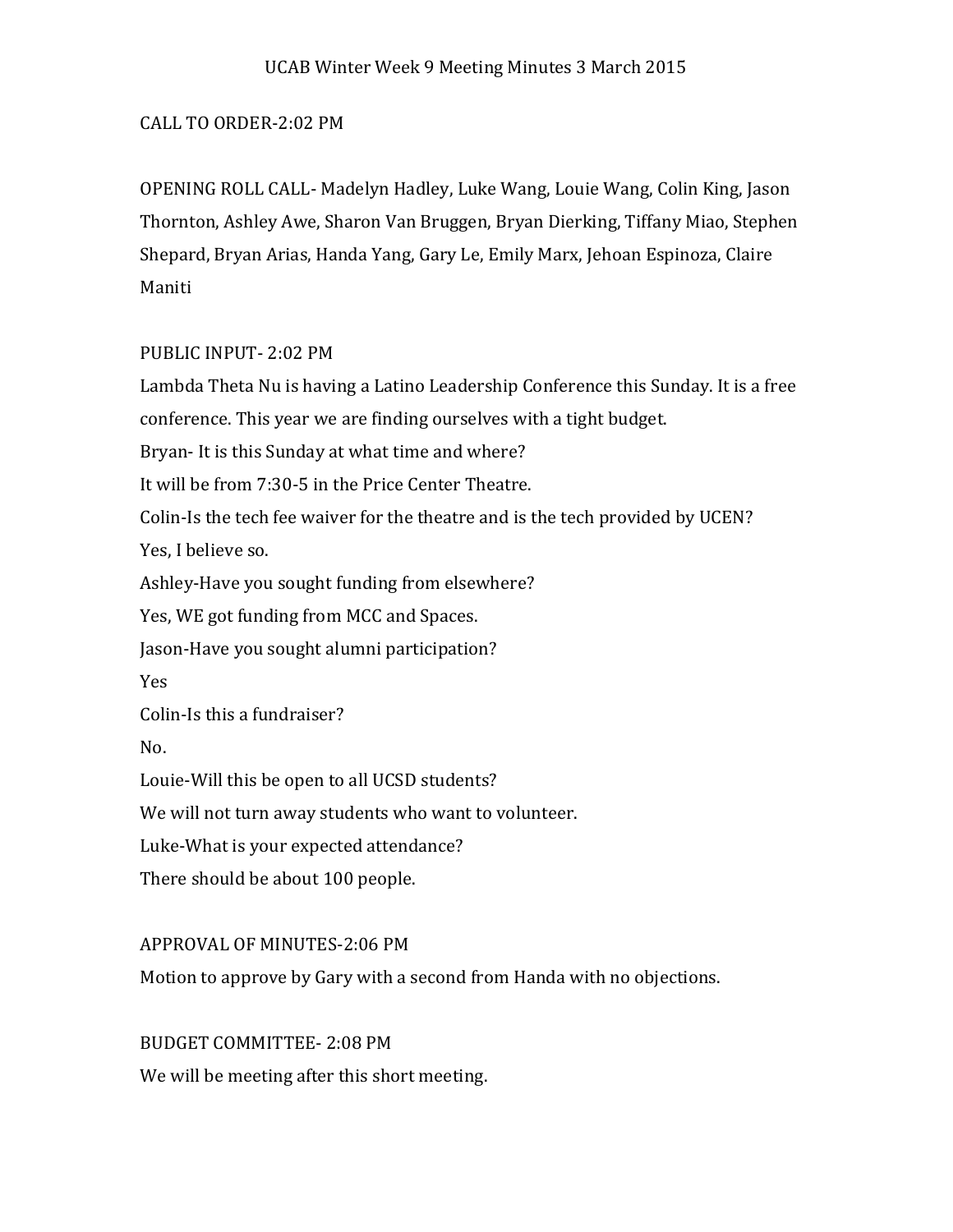# UCAB Winter Week 9 Meeting Minutes 3 March 2015

CALL TO ORDER-2:02 PM

OPENING ROLL CALL- Madelyn Hadley, Luke Wang, Louie Wang, Colin King, Jason Thornton, Ashley Awe, Sharon Van Bruggen, Bryan Dierking, Tiffany Miao, Stephen Shepard, Bryan Arias, Handa Yang, Gary Le, Emily Marx, Jehoan Espinoza, Claire Maniti

PUBLIC INPUT- 2:02 PM

Lambda Theta Nu is having a Latino Leadership Conference this Sunday. It is a free conference. This year we are finding ourselves with a tight budget.

Bryan- It is this Sunday at what time and where?

It will be from 7:30-5 in the Price Center Theatre.

Colin-Is the tech fee waiver for the theatre and is the tech provided by UCEN?

Yes, I believe so.

Ashley-Have you sought funding from elsewhere?

Yes, WE got funding from MCC and Spaces.

Jason-Have you sought alumni participation?

Yes

Colin-Is this a fundraiser?

No.

Louie-Will this be open to all UCSD students?

We will not turn away students who want to volunteer.

Luke-What is your expected attendance?

There should be about 100 people.

APPROVAL OF MINUTES-2:06 PM

Motion to approve by Gary with a second from Handa with no objections.

BUDGET COMMITTEE- 2:08 PM

We will be meeting after this short meeting.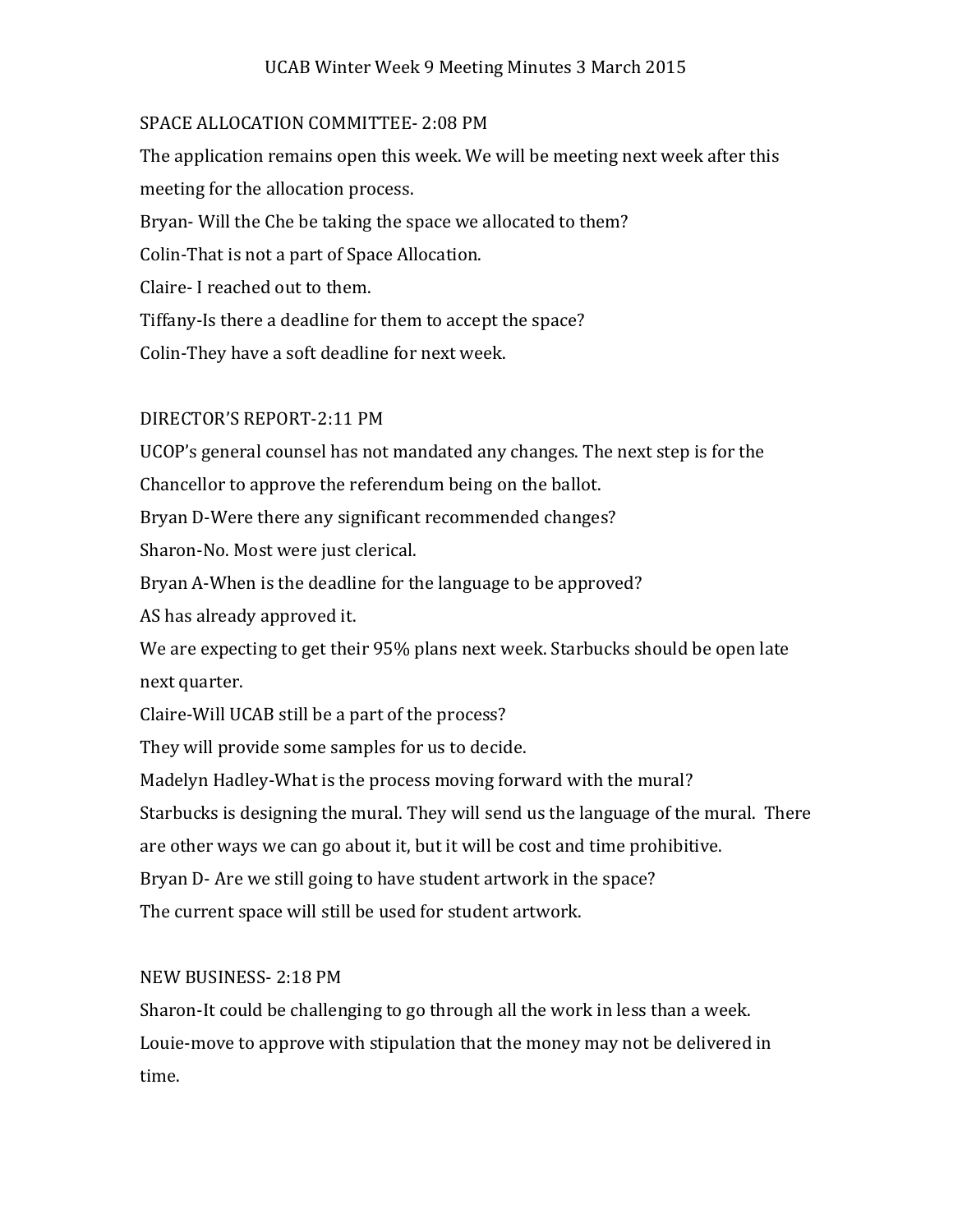UCAB Winter Week 9 Meeting Minutes 3 March 2015

SPACE ALLOCATION COMMITTEE- 2:08 PM

The application remains open this week. We will be meeting next week after this meeting for the allocation process.

Bryan- Will the Che be taking the space we allocated to them?

Colin-That is not a part of Space Allocation.

Claire- I reached out to them.

Tiffany-Is there a deadline for them to accept the space?

Colin-They have a soft deadline for next week.

DIRECTOR'S REPORT-2:11 PM

UCOP's general counsel has not mandated any changes. The next step is for the Chancellor to approve the referendum being on the ballot.

Bryan D-Were there any significant recommended changes?

Sharon-No. Most were just clerical.

Bryan A-When is the deadline for the language to be approved?

AS has already approved it.

We are expecting to get their 95% plans next week. Starbucks should be open late next quarter.

Claire-Will UCAB still be a part of the process?

They will provide some samples for us to decide.

Madelyn Hadley-What is the process moving forward with the mural?

Starbucks is designing the mural. They will send us the language of the mural. There are other ways we can go about it, but it will be cost and time prohibitive.

Bryan D- Are we still going to have student artwork in the space?

The current space will still be used for student artwork.

NEW BUSINESS- 2:18 PM

Sharon-It could be challenging to go through all the work in less than a week.

Louie-move to approve with stipulation that the money may not be delivered in time.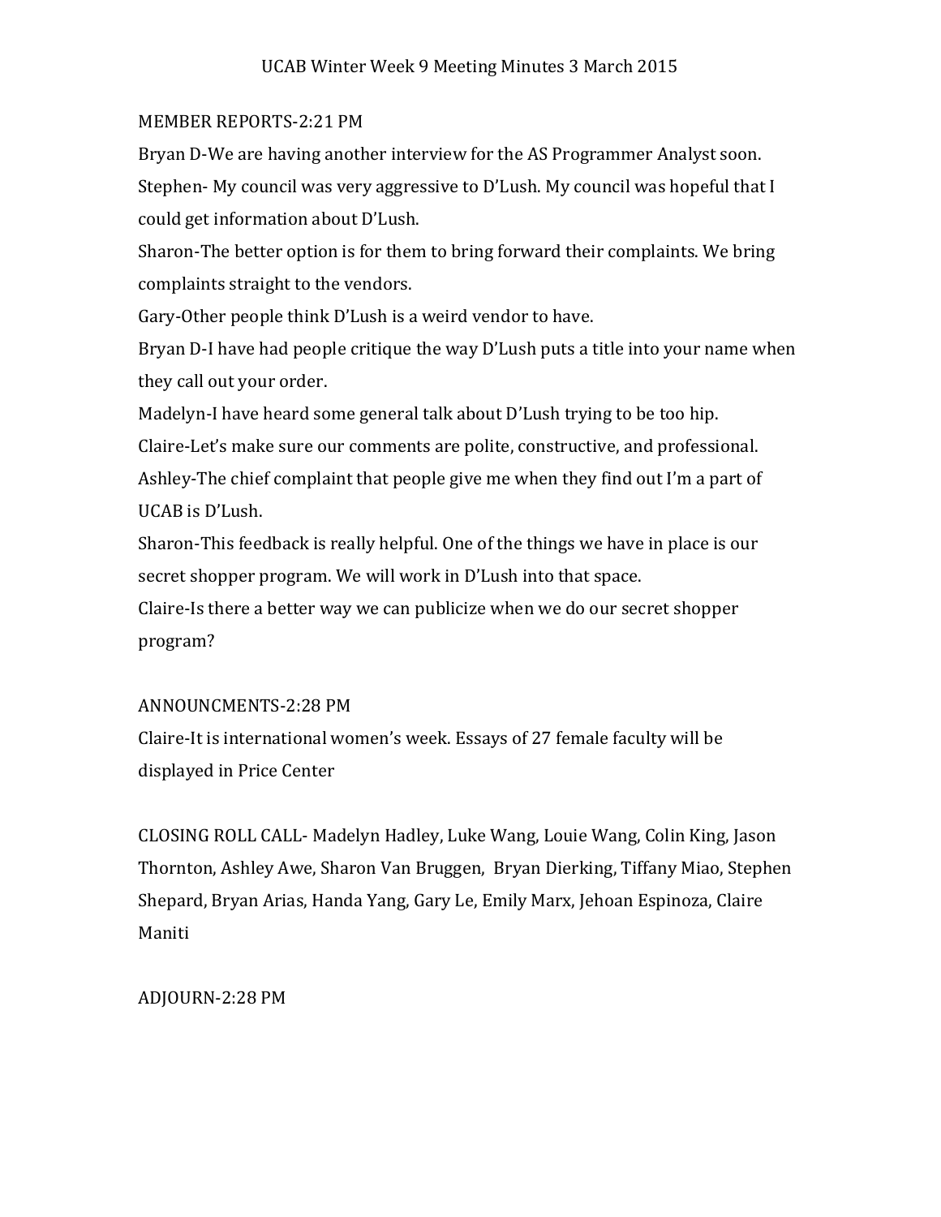UCAB Winter Week 9 Meeting Minutes 3 March 2015

MEMBER REPORTS-2:21 PM

Bryan D-We are having another interview for the AS Programmer Analyst soon.

Stephen- My council was very aggressive to D'Lush. My council was hopeful that I could get information about D'Lush.

Sharon-The better option is for them to bring forward their complaints. We bring complaints straight to the vendors.

Gary-Other people think D'Lush is a weird vendor to have.

Bryan D-I have had people critique the way D'Lush puts a title into your name when they call out your order.

Madelyn-I have heard some general talk about D'Lush trying to be too hip.

Claire-Let's make sure our comments are polite, constructive, and professional.

Ashley-The chief complaint that people give me when they find out I'm a part of UCAB is D'Lush.

Sharon-This feedback is really helpful. One of the things we have in place is our secret shopper program. We will work in D'Lush into that space.

Claire-Is there a better way we can publicize when we do our secret shopper program?

ANNOUNCMENTS-2:28 PM

Claire-It is international women's week. Essays of 27 female faculty will be displayed in Price Center

CLOSING ROLL CALL- Madelyn Hadley, Luke Wang, Louie Wang, Colin King, Jason Thornton, Ashley Awe, Sharon Van Bruggen, Bryan Dierking, Tiffany Miao, Stephen Shepard, Bryan Arias, Handa Yang, Gary Le, Emily Marx, Jehoan Espinoza, Claire Maniti

ADJOURN-2:28 PM